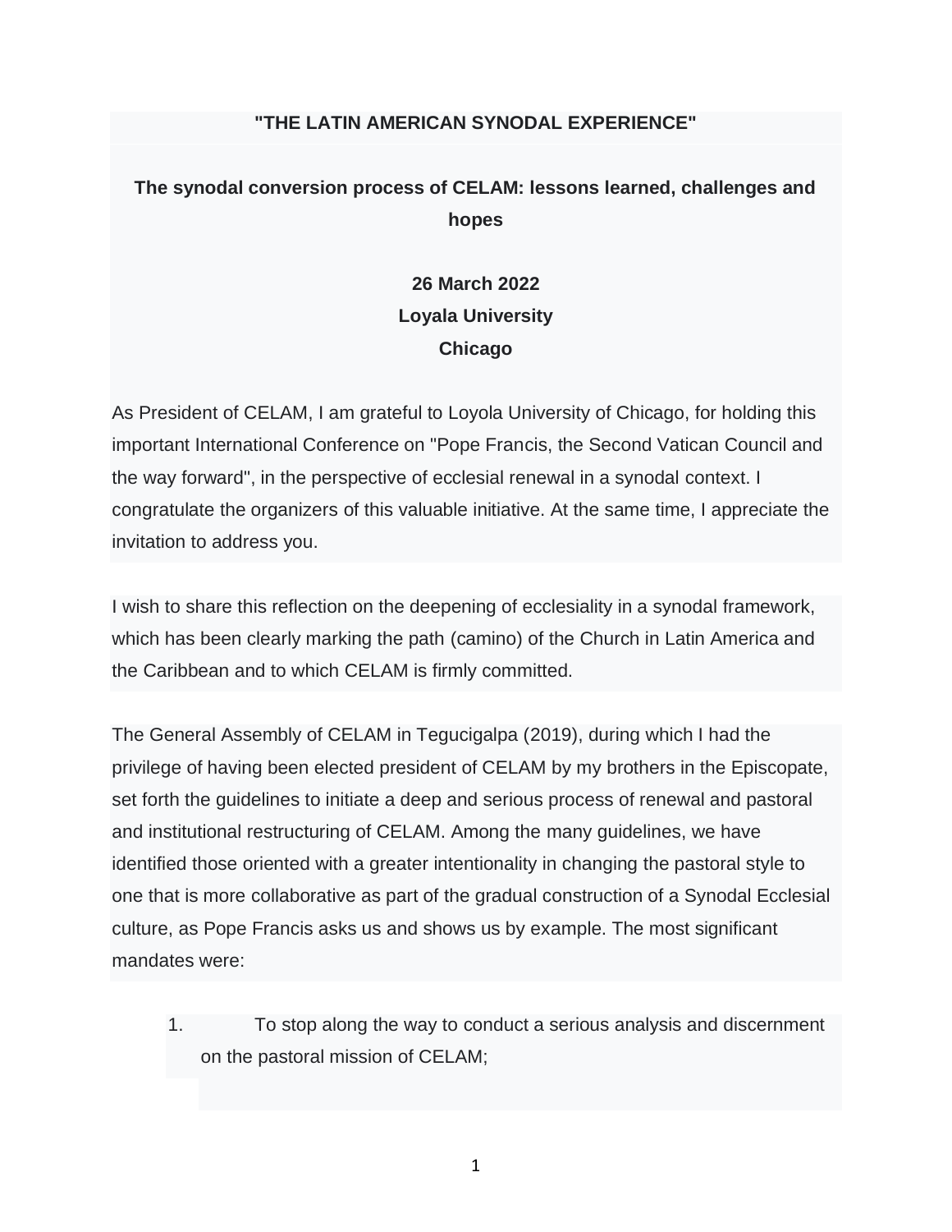# "THE LATIN AMERICAN SYNODAL EXPERIENCE"

## The synodal conversion process of CELAM: lessons learned, challenges and hopes

**26 March 2022**
**Loyala University**
**Chicago**

As President of CELAM, I am grateful to Loyola University of Chicago, for holding this important International Conference on "Pope Francis, the Second Vatican Council and the way forward", in the perspective of ecclesial renewal in a synodal context. I congratulate the organizers of this valuable initiative. At the same time, I appreciate the invitation to address you.

I wish to share this reflection on the deepening of ecclesiality in a synodal framework, which has been clearly marking the path (camino) of the Church in Latin America and the Caribbean and to which CELAM is firmly committed.

The General Assembly of CELAM in Tegucigalpa (2019), during which I had the privilege of having been elected president of CELAM by my brothers in the Episcopate, set forth the guidelines to initiate a deep and serious process of renewal and pastoral and institutional restructuring of CELAM. Among the many guidelines, we have identified those oriented with a greater intentionality in changing the pastoral style to one that is more collaborative as part of the gradual construction of a Synodal Ecclesial culture, as Pope Francis asks us and shows us by example. The most significant mandates were:

1. To stop along the way to conduct a serious analysis and discernment on the pastoral mission of CELAM;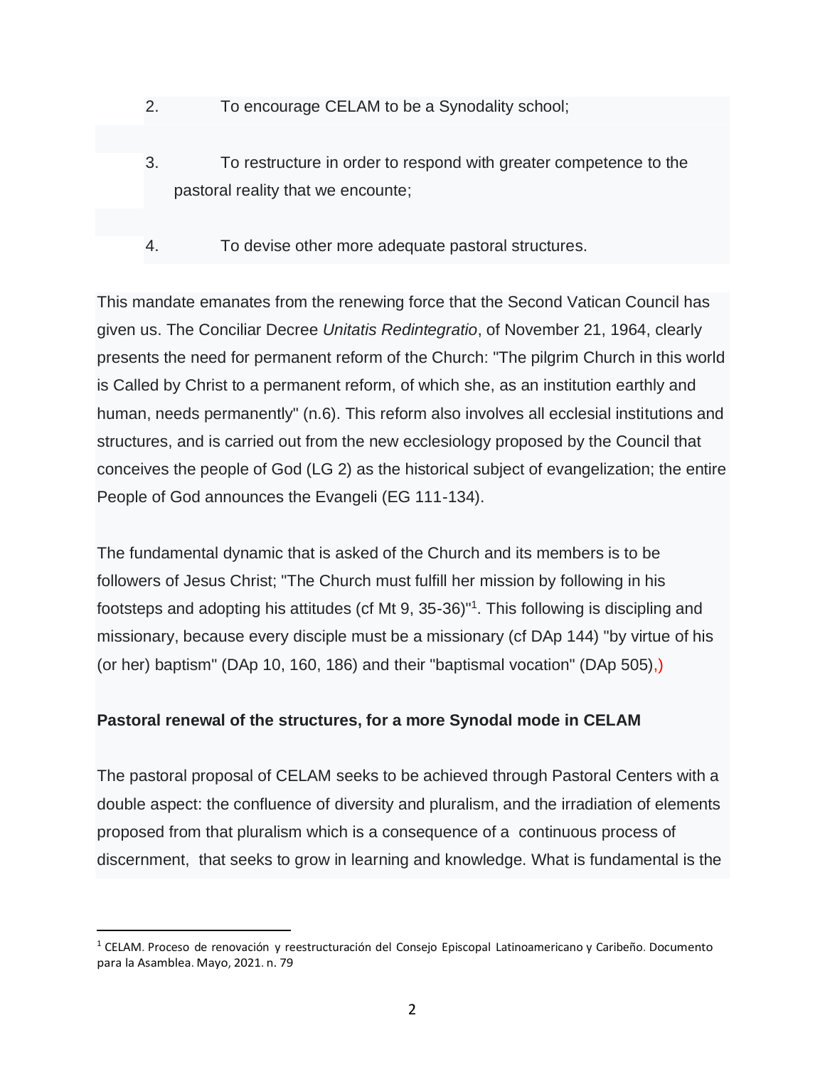2. To encourage CELAM to be a Synodality school;

3. To restructure in order to respond with greater competence to the pastoral reality that we encounte;

4. To devise other more adequate pastoral structures.

This mandate emanates from the renewing force that the Second Vatican Council has given us. The Conciliar Decree *Unitatis Redintegratio*, of November 21, 1964, clearly presents the need for permanent reform of the Church: "The pilgrim Church in this world is Called by Christ to a permanent reform, of which she, as an institution earthly and human, needs permanently" (n.6). This reform also involves all ecclesial institutions and structures, and is carried out from the new ecclesiology proposed by the Council that conceives the people of God (LG 2) as the historical subject of evangelization; the entire People of God announces the Evangeli (EG 111-134).

The fundamental dynamic that is asked of the Church and its members is to be followers of Jesus Christ; "The Church must fulfill her mission by following in his footsteps and adopting his attitudes (cf Mt 9, 35-36)"[1]. This following is discipling and missionary, because every disciple must be a missionary (cf DAp 144) "by virtue of his (or her) baptism" (DAp 10, 160, 186) and their "baptismal vocation" (DAp 505),)

**Pastoral renewal of the structures, for a more Synodal mode in CELAM**

The pastoral proposal of CELAM seeks to be achieved through Pastoral Centers with a double aspect: the confluence of diversity and pluralism, and the irradiation of elements proposed from that pluralism which is a consequence of a continuous process of discernment, that seeks to grow in learning and knowledge. What is fundamental is the

---

[1] CELAM. Proceso de renovación y reestructuración del Consejo Episcopal Latinoamericano y Caribeño. Documento para la Asamblea. Mayo, 2021. n. 79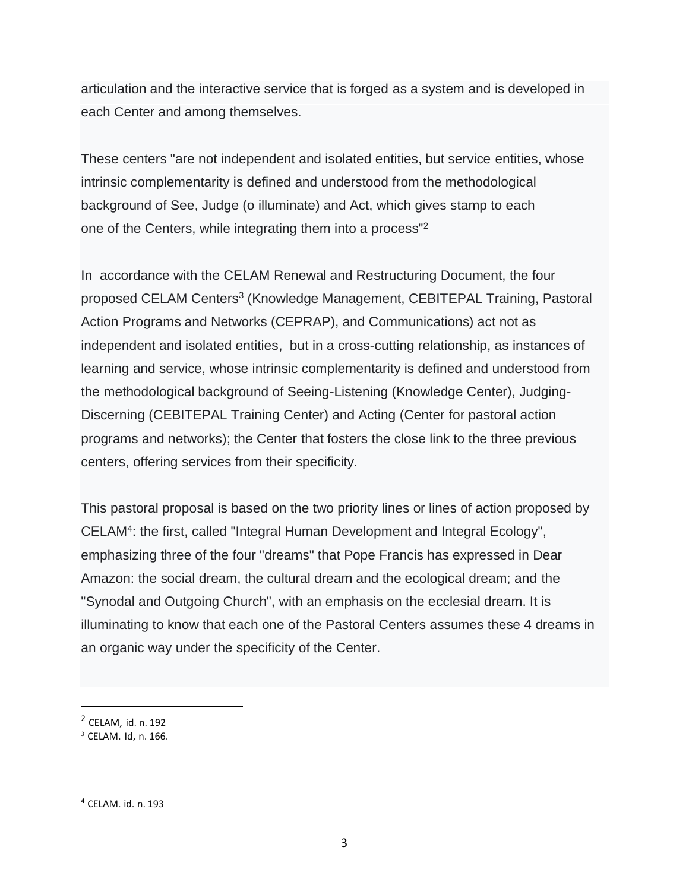articulation and the interactive service that is forged as a system and is developed in each Center and among themselves.

These centers "are not independent and isolated entities, but service entities, whose intrinsic complementarity is defined and understood from the methodological background of See, Judge (o illuminate) and Act, which gives stamp to each one of the Centers, while integrating them into a process"[2]

In accordance with the CELAM Renewal and Restructuring Document, the four proposed CELAM Centers[3] (Knowledge Management, CEBITEPAL Training, Pastoral Action Programs and Networks (CEPRAP), and Communications) act not as independent and isolated entities, but in a cross-cutting relationship, as instances of learning and service, whose intrinsic complementarity is defined and understood from the methodological background of Seeing-Listening (Knowledge Center), Judging-Discerning (CEBITEPAL Training Center) and Acting (Center for pastoral action programs and networks); the Center that fosters the close link to the three previous centers, offering services from their specificity.

This pastoral proposal is based on the two priority lines or lines of action proposed by CELAM[4]: the first, called "Integral Human Development and Integral Ecology", emphasizing three of the four "dreams" that Pope Francis has expressed in Dear Amazon: the social dream, the cultural dream and the ecological dream; and the "Synodal and Outgoing Church", with an emphasis on the ecclesial dream. It is illuminating to know that each one of the Pastoral Centers assumes these 4 dreams in an organic way under the specificity of the Center.

---

[2] CELAM, id. n. 192

[3] CELAM. Id, n. 166.

[4] CELAM. id. n. 193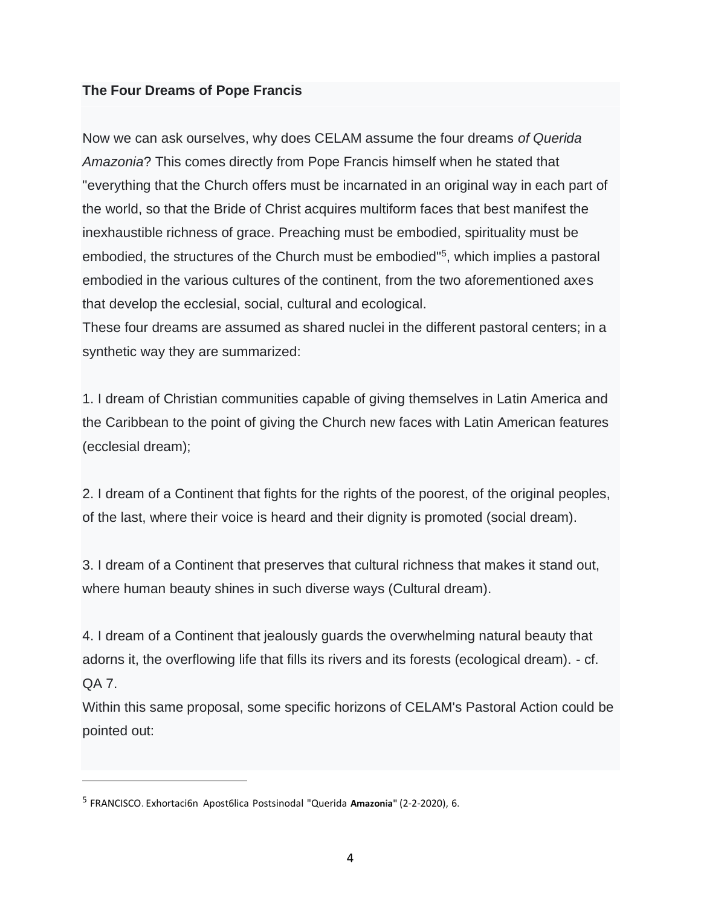**The Four Dreams of Pope Francis**

Now we can ask ourselves, why does CELAM assume the four dreams *of Querida Amazonia*? This comes directly from Pope Francis himself when he stated that "everything that the Church offers must be incarnated in an original way in each part of the world, so that the Bride of Christ acquires multiform faces that best manifest the inexhaustible richness of grace. Preaching must be embodied, spirituality must be embodied, the structures of the Church must be embodied"[5], which implies a pastoral embodied in the various cultures of the continent, from the two aforementioned axes that develop the ecclesial, social, cultural and ecological.

These four dreams are assumed as shared nuclei in the different pastoral centers; in a synthetic way they are summarized:

1. I dream of Christian communities capable of giving themselves in Latin America and the Caribbean to the point of giving the Church new faces with Latin American features (ecclesial dream);

2. I dream of a Continent that fights for the rights of the poorest, of the original peoples, of the last, where their voice is heard and their dignity is promoted (social dream).

3. I dream of a Continent that preserves that cultural richness that makes it stand out, where human beauty shines in such diverse ways (Cultural dream).

4. I dream of a Continent that jealously guards the overwhelming natural beauty that adorns it, the overflowing life that fills its rivers and its forests (ecological dream). - cf. QA 7.

Within this same proposal, some specific horizons of CELAM's Pastoral Action could be pointed out:

---

[5] FRANCISCO. Exhortaci6n Apost6lica Postsinodal "Querida **Amazonia**" (2-2-2020), 6.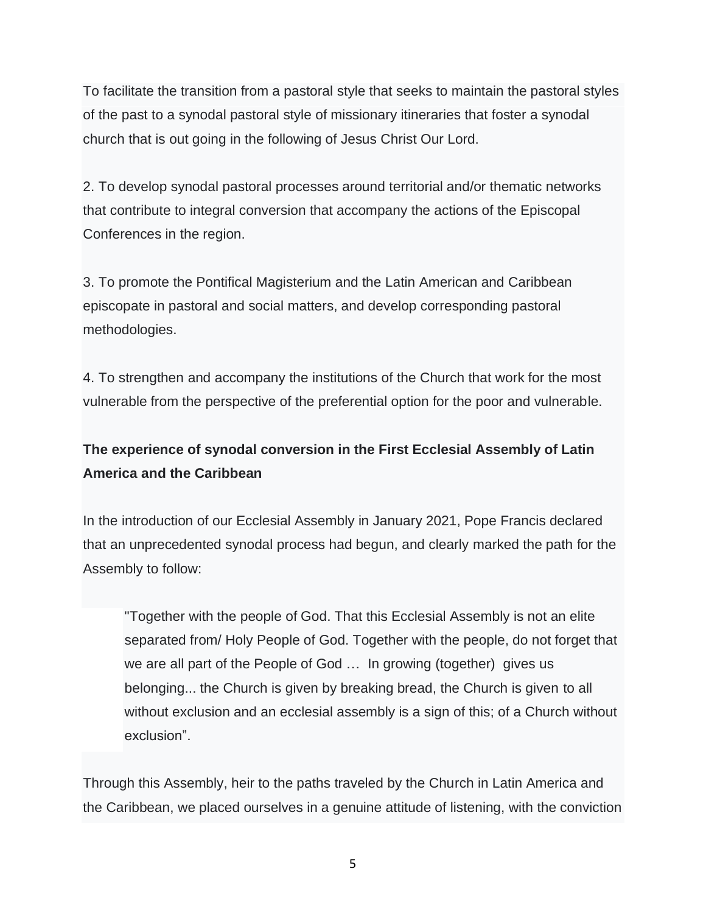To facilitate the transition from a pastoral style that seeks to maintain the pastoral styles of the past to a synodal pastoral style of missionary itineraries that foster a synodal church that is out going in the following of Jesus Christ Our Lord.

2. To develop synodal pastoral processes around territorial and/or thematic networks that contribute to integral conversion that accompany the actions of the Episcopal Conferences in the region.

3. To promote the Pontifical Magisterium and the Latin American and Caribbean episcopate in pastoral and social matters, and develop corresponding pastoral methodologies.

4. To strengthen and accompany the institutions of the Church that work for the most vulnerable from the perspective of the preferential option for the poor and vulnerable.

**The experience of synodal conversion in the First Ecclesial Assembly of Latin America and the Caribbean**

In the introduction of our Ecclesial Assembly in January 2021, Pope Francis declared that an unprecedented synodal process had begun, and clearly marked the path for the Assembly to follow:

> "Together with the people of God. That this Ecclesial Assembly is not an elite separated from/ Holy People of God. Together with the people, do not forget that we are all part of the People of God … In growing (together) gives us belonging... the Church is given by breaking bread, the Church is given to all without exclusion and an ecclesial assembly is a sign of this; of a Church without exclusion".

Through this Assembly, heir to the paths traveled by the Church in Latin America and the Caribbean, we placed ourselves in a genuine attitude of listening, with the conviction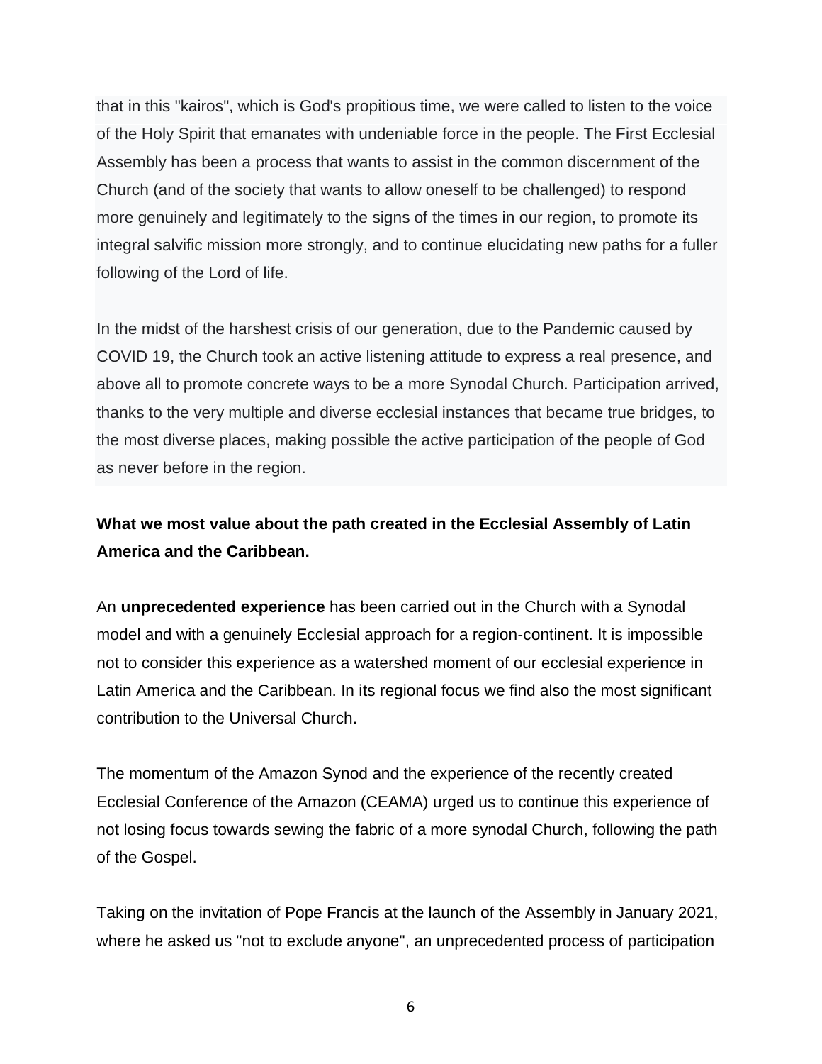that in this "kairos", which is God's propitious time, we were called to listen to the voice of the Holy Spirit that emanates with undeniable force in the people. The First Ecclesial Assembly has been a process that wants to assist in the common discernment of the Church (and of the society that wants to allow oneself to be challenged) to respond more genuinely and legitimately to the signs of the times in our region, to promote its integral salvific mission more strongly, and to continue elucidating new paths for a fuller following of the Lord of life.

In the midst of the harshest crisis of our generation, due to the Pandemic caused by COVID 19, the Church took an active listening attitude to express a real presence, and above all to promote concrete ways to be a more Synodal Church. Participation arrived, thanks to the very multiple and diverse ecclesial instances that became true bridges, to the most diverse places, making possible the active participation of the people of God as never before in the region.

**What we most value about the path created in the Ecclesial Assembly of Latin America and the Caribbean.**

An **unprecedented experience** has been carried out in the Church with a Synodal model and with a genuinely Ecclesial approach for a region-continent. It is impossible not to consider this experience as a watershed moment of our ecclesial experience in Latin America and the Caribbean. In its regional focus we find also the most significant contribution to the Universal Church.

The momentum of the Amazon Synod and the experience of the recently created Ecclesial Conference of the Amazon (CEAMA) urged us to continue this experience of not losing focus towards sewing the fabric of a more synodal Church, following the path of the Gospel.

Taking on the invitation of Pope Francis at the launch of the Assembly in January 2021, where he asked us "not to exclude anyone", an unprecedented process of participation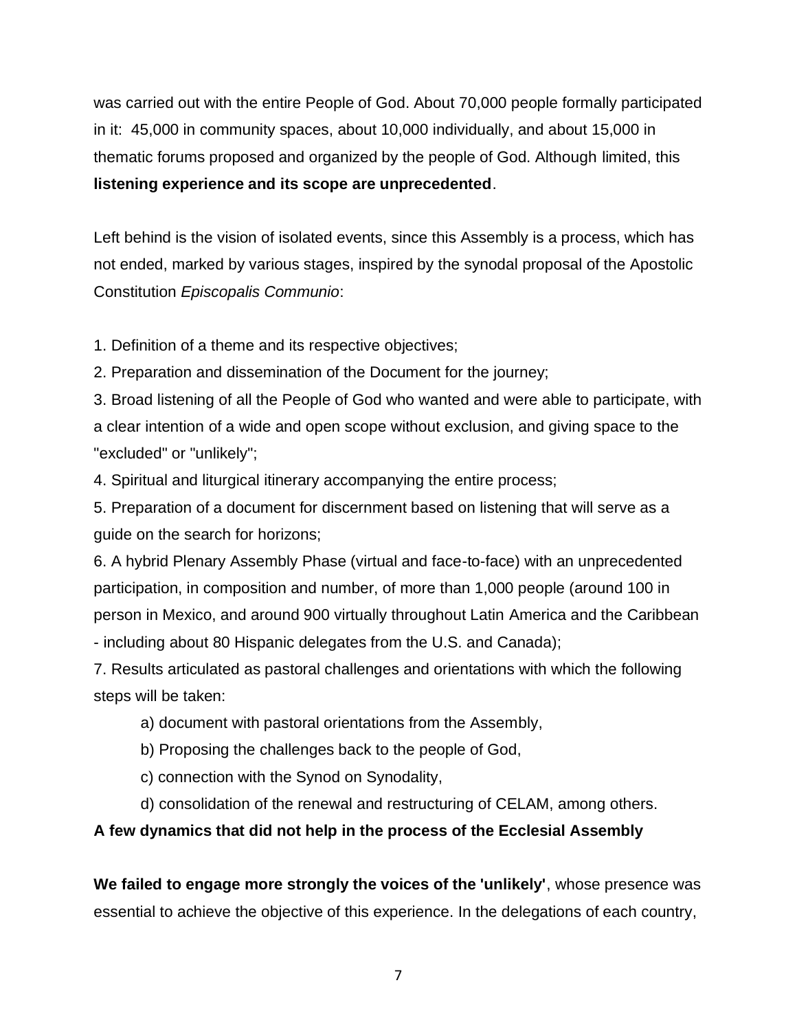was carried out with the entire People of God. About 70,000 people formally participated in it: 45,000 in community spaces, about 10,000 individually, and about 15,000 in thematic forums proposed and organized by the people of God. Although limited, this **listening experience and its scope are unprecedented**.

Left behind is the vision of isolated events, since this Assembly is a process, which has not ended, marked by various stages, inspired by the synodal proposal of the Apostolic Constitution *Episcopalis Communio*:

1. Definition of a theme and its respective objectives;
2. Preparation and dissemination of the Document for the journey;
3. Broad listening of all the People of God who wanted and were able to participate, with a clear intention of a wide and open scope without exclusion, and giving space to the "excluded" or "unlikely";
4. Spiritual and liturgical itinerary accompanying the entire process;
5. Preparation of a document for discernment based on listening that will serve as a guide on the search for horizons;
6. A hybrid Plenary Assembly Phase (virtual and face-to-face) with an unprecedented participation, in composition and number, of more than 1,000 people (around 100 in person in Mexico, and around 900 virtually throughout Latin America and the Caribbean - including about 80 Hispanic delegates from the U.S. and Canada);
7. Results articulated as pastoral challenges and orientations with which the following steps will be taken:
    a) document with pastoral orientations from the Assembly,
    b) Proposing the challenges back to the people of God,
    c) connection with the Synod on Synodality,
    d) consolidation of the renewal and restructuring of CELAM, among others.

**A few dynamics that did not help in the process of the Ecclesial Assembly**

**We failed to engage more strongly the voices of the 'unlikely'**, whose presence was essential to achieve the objective of this experience. In the delegations of each country,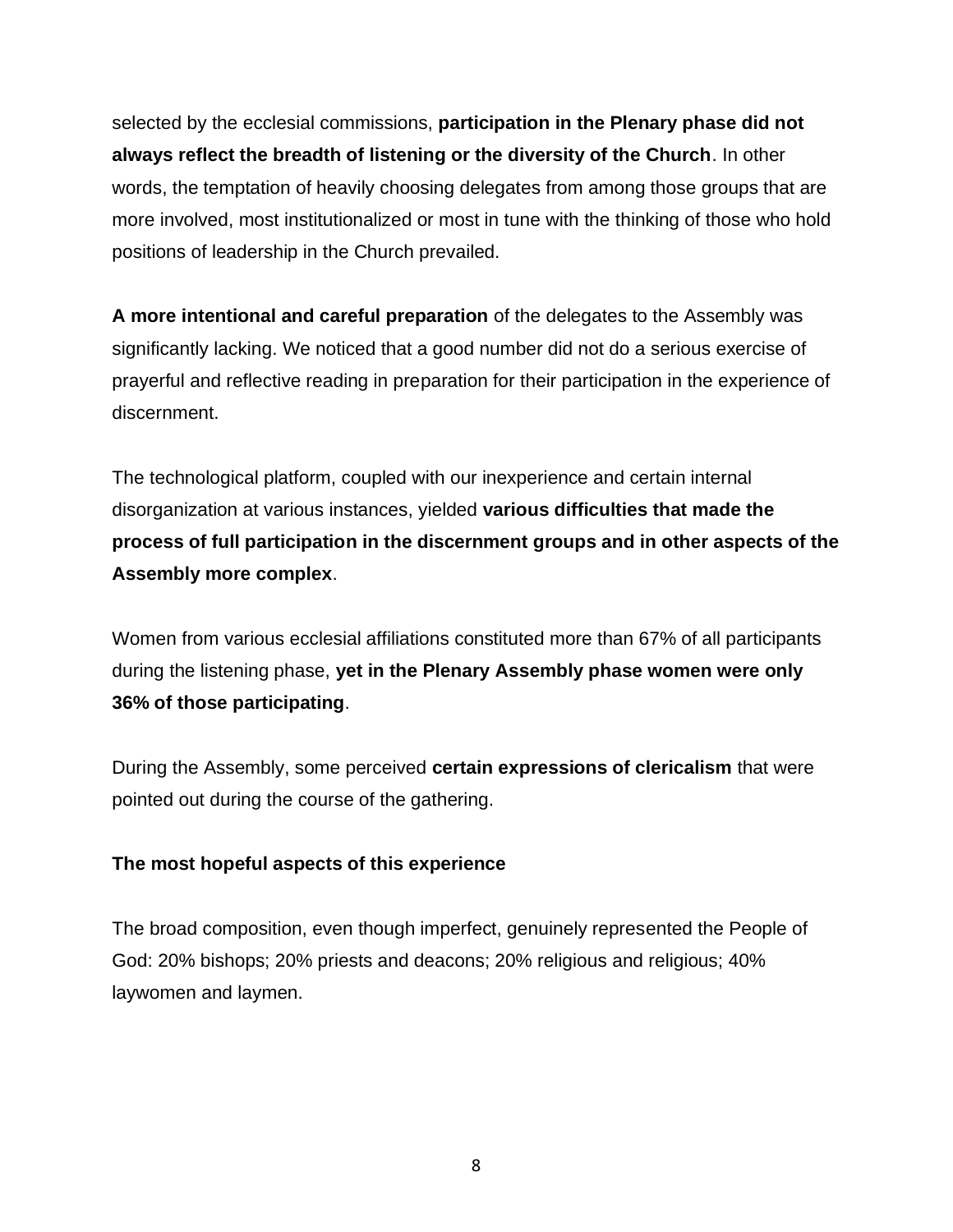selected by the ecclesial commissions, **participation in the Plenary phase did not always reflect the breadth of listening or the diversity of the Church**. In other words, the temptation of heavily choosing delegates from among those groups that are more involved, most institutionalized or most in tune with the thinking of those who hold positions of leadership in the Church prevailed.

**A more intentional and careful preparation** of the delegates to the Assembly was significantly lacking. We noticed that a good number did not do a serious exercise of prayerful and reflective reading in preparation for their participation in the experience of discernment.

The technological platform, coupled with our inexperience and certain internal disorganization at various instances, yielded **various difficulties that made the process of full participation in the discernment groups and in other aspects of the Assembly more complex**.

Women from various ecclesial affiliations constituted more than 67% of all participants during the listening phase, **yet in the Plenary Assembly phase women were only 36% of those participating**.

During the Assembly, some perceived **certain expressions of clericalism** that were pointed out during the course of the gathering.

**The most hopeful aspects of this experience**

The broad composition, even though imperfect, genuinely represented the People of God: 20% bishops; 20% priests and deacons; 20% religious and religious; 40% laywomen and laymen.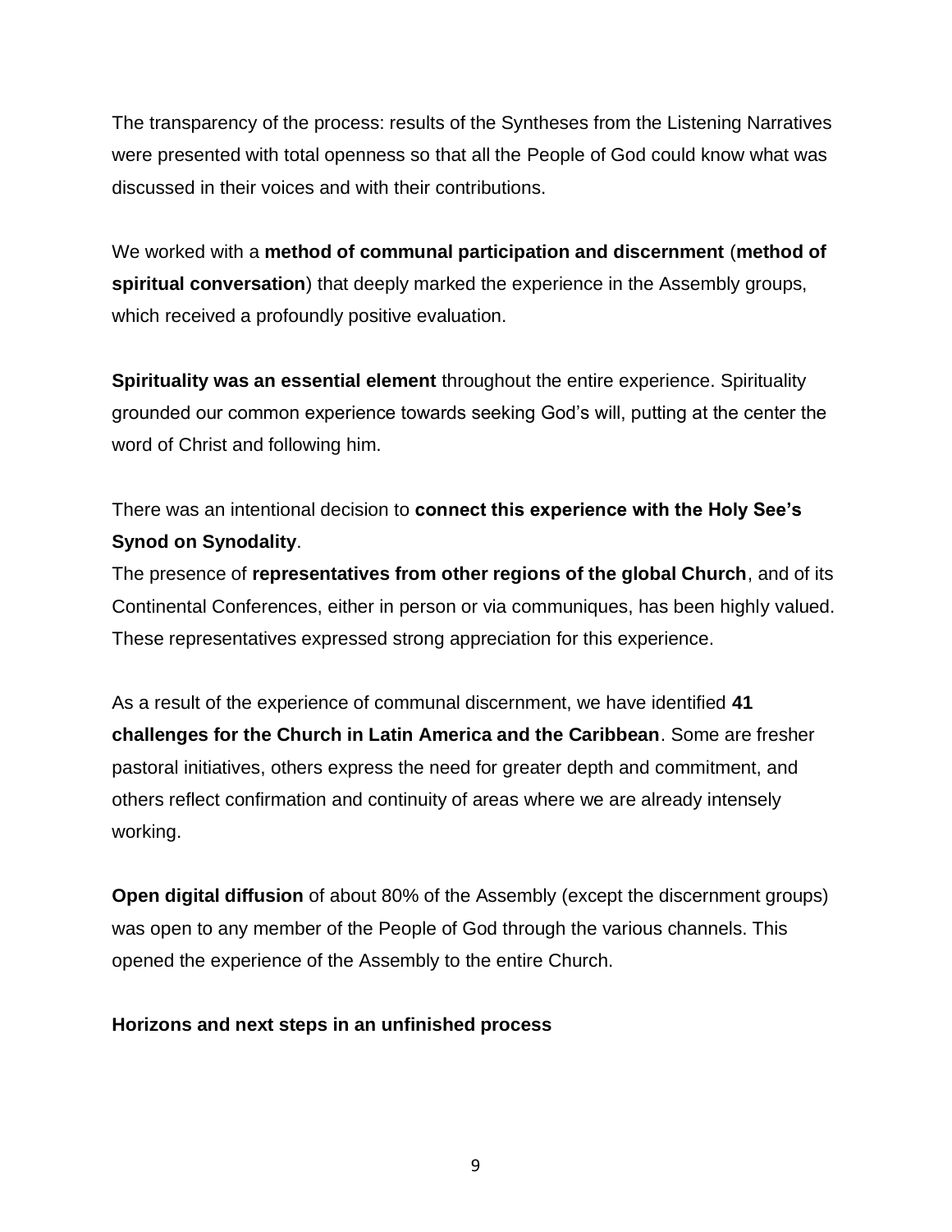The transparency of the process: results of the Syntheses from the Listening Narratives were presented with total openness so that all the People of God could know what was discussed in their voices and with their contributions.

We worked with a **method of communal participation and discernment** (**method of spiritual conversation**) that deeply marked the experience in the Assembly groups, which received a profoundly positive evaluation.

**Spirituality was an essential element** throughout the entire experience. Spirituality grounded our common experience towards seeking God's will, putting at the center the word of Christ and following him.

There was an intentional decision to **connect this experience with the Holy See's Synod on Synodality**.
The presence of **representatives from other regions of the global Church**, and of its Continental Conferences, either in person or via communiques, has been highly valued. These representatives expressed strong appreciation for this experience.

As a result of the experience of communal discernment, we have identified **41 challenges for the Church in Latin America and the Caribbean**. Some are fresher pastoral initiatives, others express the need for greater depth and commitment, and others reflect confirmation and continuity of areas where we are already intensely working.

**Open digital diffusion** of about 80% of the Assembly (except the discernment groups) was open to any member of the People of God through the various channels. This opened the experience of the Assembly to the entire Church.

**Horizons and next steps in an unfinished process**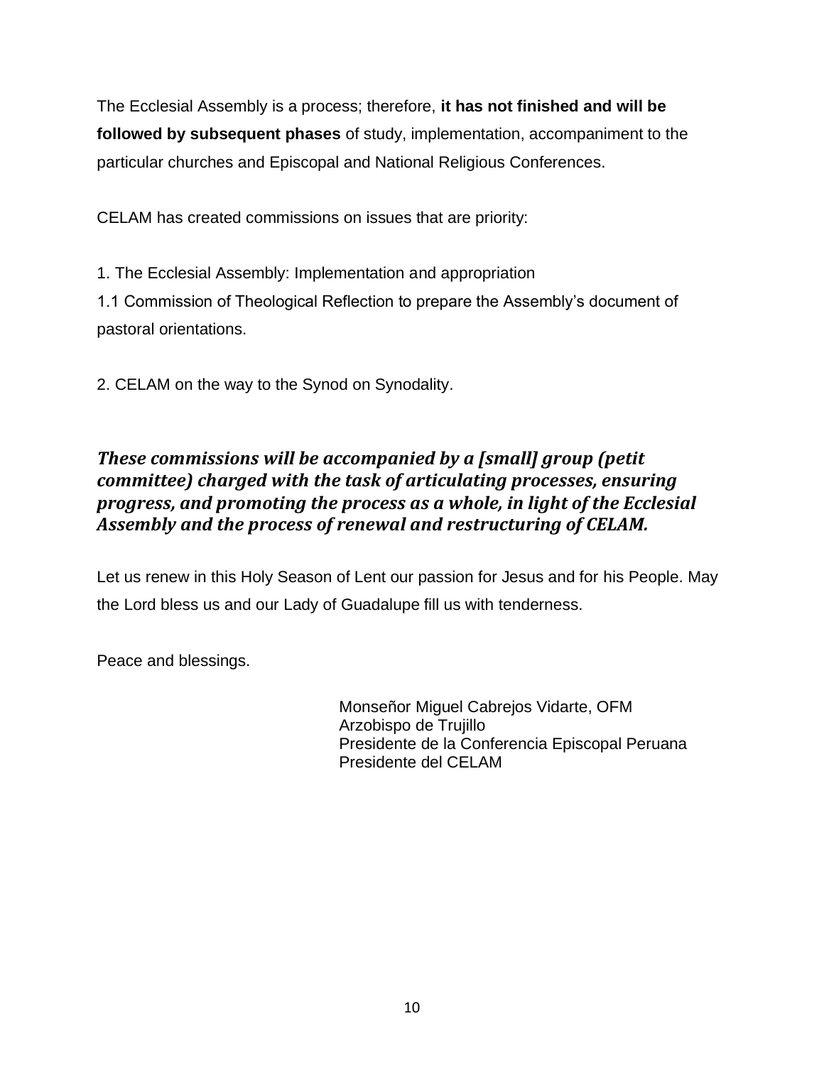The Ecclesial Assembly is a process; therefore, **it has not finished and will be followed by subsequent phases** of study, implementation, accompaniment to the particular churches and Episcopal and National Religious Conferences.

CELAM has created commissions on issues that are priority:

1. The Ecclesial Assembly: Implementation and appropriation

1.1 Commission of Theological Reflection to prepare the Assembly's document of pastoral orientations.

2. CELAM on the way to the Synod on Synodality.

***These commissions will be accompanied by a [small] group (petit committee) charged with the task of articulating processes, ensuring progress, and promoting the process as a whole, in light of the Ecclesial Assembly and the process of renewal and restructuring of CELAM.***

Let us renew in this Holy Season of Lent our passion for Jesus and for his People. May the Lord bless us and our Lady of Guadalupe fill us with tenderness.

Peace and blessings.

Monseñor Miguel Cabrejos Vidarte, OFM
Arzobispo de Trujillo
Presidente de la Conferencia Episcopal Peruana
Presidente del CELAM